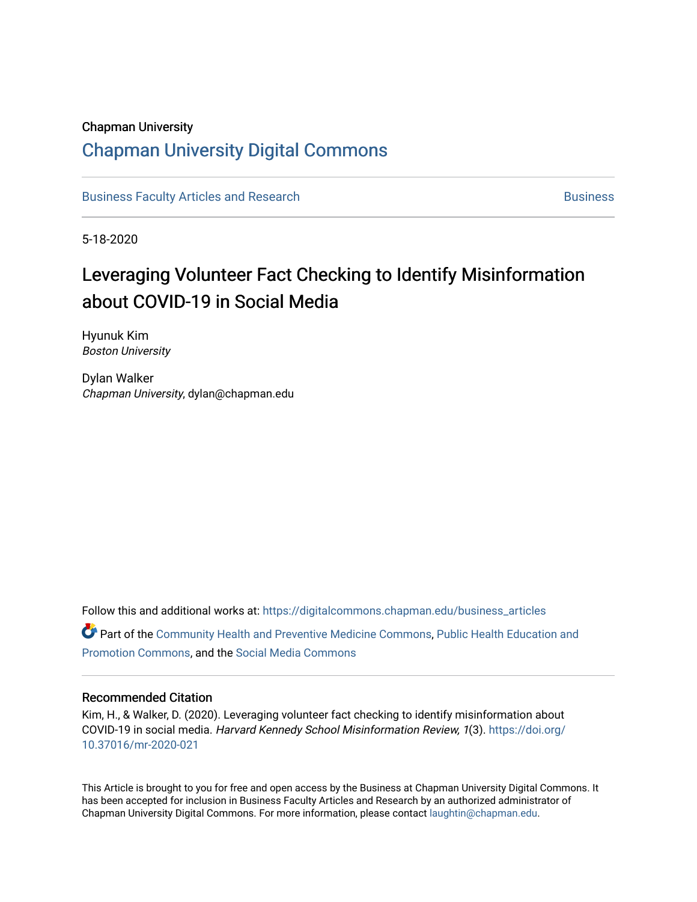Chapman University

# Chapman University Digital Commons

Business Faculty Articles and Research | Business

5-18-2020

# Leveraging Volunteer Fact Checking to Identify Misinformation about COVID-19 in Social Media

Hyunuk Kim
*Boston University*

Dylan Walker
*Chapman University*, dylan@chapman.edu

Follow this and additional works at: https://digitalcommons.chapman.edu/business_articles

Part of the Community Health and Preventive Medicine Commons, Public Health Education and Promotion Commons, and the Social Media Commons

## Recommended Citation

Kim, H., & Walker, D. (2020). Leveraging volunteer fact checking to identify misinformation about COVID-19 in social media. *Harvard Kennedy School Misinformation Review, 1*(3). https://doi.org/10.37016/mr-2020-021

This Article is brought to you for free and open access by the Business at Chapman University Digital Commons. It has been accepted for inclusion in Business Faculty Articles and Research by an authorized administrator of Chapman University Digital Commons. For more information, please contact laughtin@chapman.edu.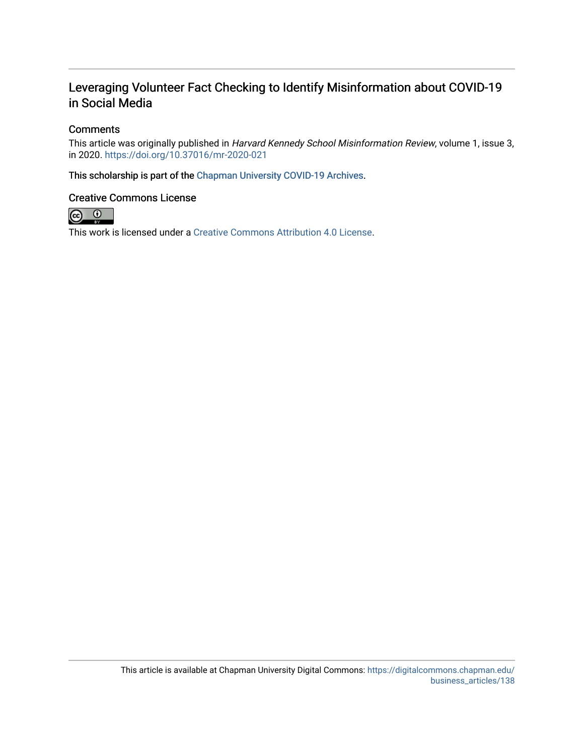# Leveraging Volunteer Fact Checking to Identify Misinformation about COVID-19 in Social Media

## Comments

This article was originally published in *Harvard Kennedy School Misinformation Review*, volume 1, issue 3, in 2020. https://doi.org/10.37016/mr-2020-021

This scholarship is part of the Chapman University COVID-19 Archives.

## Creative Commons License

This work is licensed under a Creative Commons Attribution 4.0 License.

This article is available at Chapman University Digital Commons: https://digitalcommons.chapman.edu/business_articles/138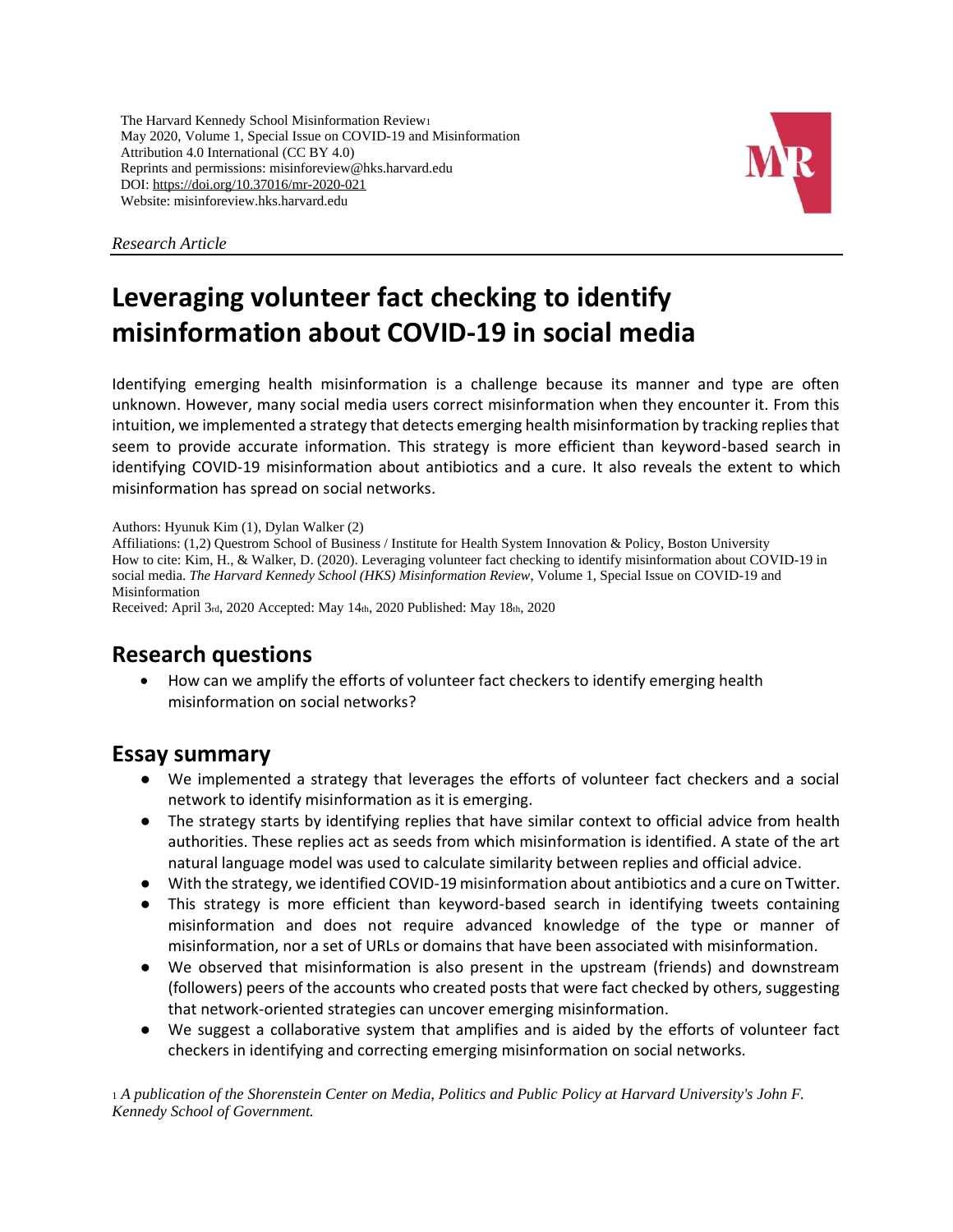*Research Article*

# Leveraging volunteer fact checking to identify misinformation about COVID-19 in social media

Identifying emerging health misinformation is a challenge because its manner and type are often unknown. However, many social media users correct misinformation when they encounter it. From this intuition, we implemented a strategy that detects emerging health misinformation by tracking replies that seem to provide accurate information. This strategy is more efficient than keyword-based search in identifying COVID-19 misinformation about antibiotics and a cure. It also reveals the extent to which misinformation has spread on social networks.

Authors: Hyunuk Kim (1), Dylan Walker (2)
Affiliations: (1,2) Questrom School of Business / Institute for Health System Innovation & Policy, Boston University
How to cite: Kim, H., & Walker, D. (2020). Leveraging volunteer fact checking to identify misinformation about COVID-19 in social media. *The Harvard Kennedy School (HKS) Misinformation Review*, Volume 1, Special Issue on COVID-19 and Misinformation
Received: April 3rd, 2020 Accepted: May 14th, 2020 Published: May 18th, 2020

## Research questions

- How can we amplify the efforts of volunteer fact checkers to identify emerging health misinformation on social networks?

## Essay summary

- We implemented a strategy that leverages the efforts of volunteer fact checkers and a social network to identify misinformation as it is emerging.
- The strategy starts by identifying replies that have similar context to official advice from health authorities. These replies act as seeds from which misinformation is identified. A state of the art natural language model was used to calculate similarity between replies and official advice.
- With the strategy, we identified COVID-19 misinformation about antibiotics and a cure on Twitter.
- This strategy is more efficient than keyword-based search in identifying tweets containing misinformation and does not require advanced knowledge of the type or manner of misinformation, nor a set of URLs or domains that have been associated with misinformation.
- We observed that misinformation is also present in the upstream (friends) and downstream (followers) peers of the accounts who created posts that were fact checked by others, suggesting that network-oriented strategies can uncover emerging misinformation.
- We suggest a collaborative system that amplifies and is aided by the efforts of volunteer fact checkers in identifying and correcting emerging misinformation on social networks.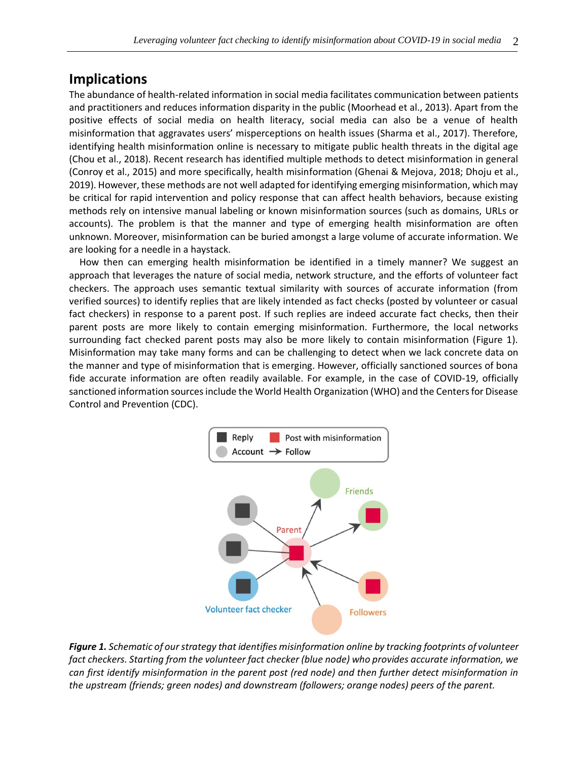## Implications

The abundance of health-related information in social media facilitates communication between patients and practitioners and reduces information disparity in the public (Moorhead et al., 2013). Apart from the positive effects of social media on health literacy, social media can also be a venue of health misinformation that aggravates users' misperceptions on health issues (Sharma et al., 2017). Therefore, identifying health misinformation online is necessary to mitigate public health threats in the digital age (Chou et al., 2018). Recent research has identified multiple methods to detect misinformation in general (Conroy et al., 2015) and more specifically, health misinformation (Ghenai & Mejova, 2018; Dhoju et al., 2019). However, these methods are not well adapted for identifying emerging misinformation, which may be critical for rapid intervention and policy response that can affect health behaviors, because existing methods rely on intensive manual labeling or known misinformation sources (such as domains, URLs or accounts). The problem is that the manner and type of emerging health misinformation are often unknown. Moreover, misinformation can be buried amongst a large volume of accurate information. We are looking for a needle in a haystack.

How then can emerging health misinformation be identified in a timely manner? We suggest an approach that leverages the nature of social media, network structure, and the efforts of volunteer fact checkers. The approach uses semantic textual similarity with sources of accurate information (from verified sources) to identify replies that are likely intended as fact checks (posted by volunteer or casual fact checkers) in response to a parent post. If such replies are indeed accurate fact checks, then their parent posts are more likely to contain emerging misinformation. Furthermore, the local networks surrounding fact checked parent posts may also be more likely to contain misinformation (Figure 1). Misinformation may take many forms and can be challenging to detect when we lack concrete data on the manner and type of misinformation that is emerging. However, officially sanctioned sources of bona fide accurate information are often readily available. For example, in the case of COVID-19, officially sanctioned information sources include the World Health Organization (WHO) and the Centers for Disease Control and Prevention (CDC).

***Figure 1.*** *Schematic of our strategy that identifies misinformation online by tracking footprints of volunteer fact checkers. Starting from the volunteer fact checker (blue node) who provides accurate information, we can first identify misinformation in the parent post (red node) and then further detect misinformation in the upstream (friends; green nodes) and downstream (followers; orange nodes) peers of the parent.*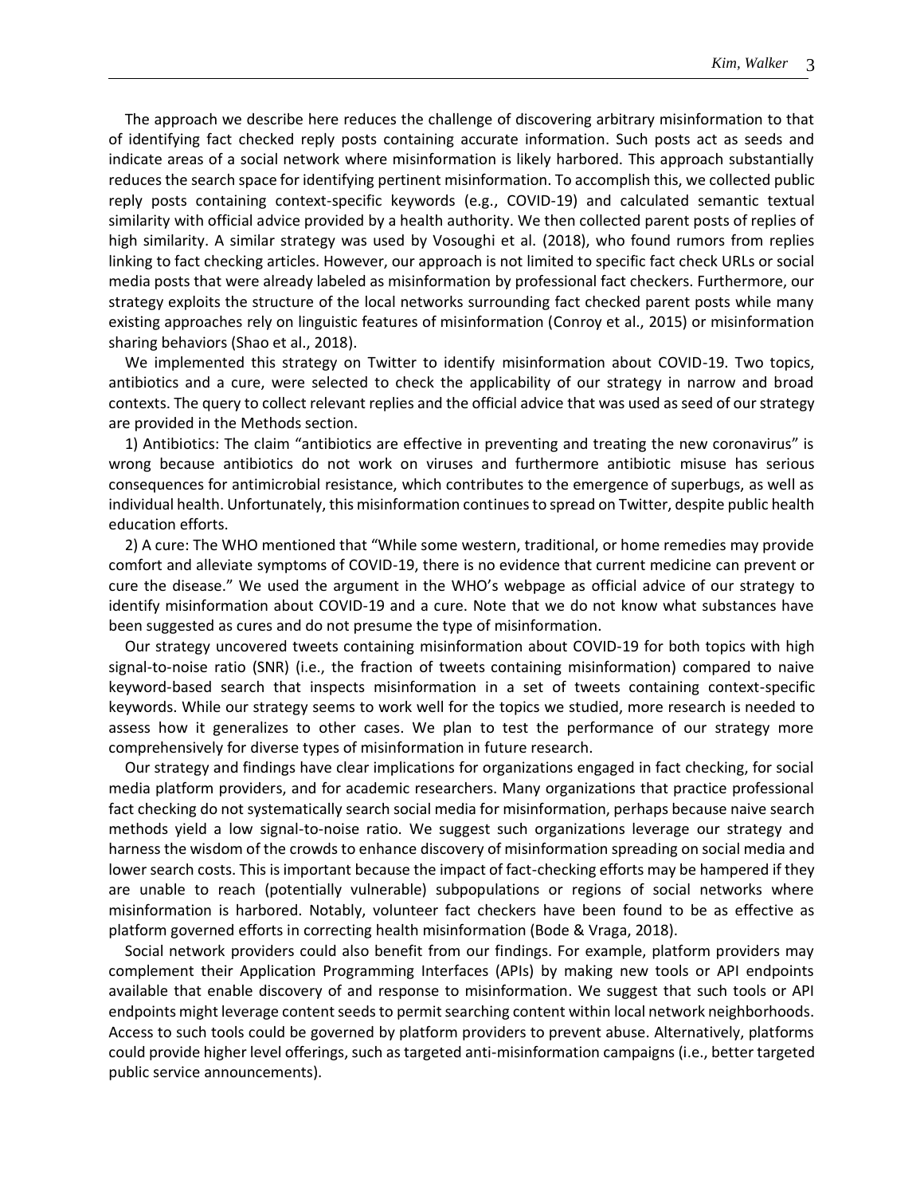The approach we describe here reduces the challenge of discovering arbitrary misinformation to that of identifying fact checked reply posts containing accurate information. Such posts act as seeds and indicate areas of a social network where misinformation is likely harbored. This approach substantially reduces the search space for identifying pertinent misinformation. To accomplish this, we collected public reply posts containing context-specific keywords (e.g., COVID-19) and calculated semantic textual similarity with official advice provided by a health authority. We then collected parent posts of replies of high similarity. A similar strategy was used by Vosoughi et al. (2018), who found rumors from replies linking to fact checking articles. However, our approach is not limited to specific fact check URLs or social media posts that were already labeled as misinformation by professional fact checkers. Furthermore, our strategy exploits the structure of the local networks surrounding fact checked parent posts while many existing approaches rely on linguistic features of misinformation (Conroy et al., 2015) or misinformation sharing behaviors (Shao et al., 2018).

We implemented this strategy on Twitter to identify misinformation about COVID-19. Two topics, antibiotics and a cure, were selected to check the applicability of our strategy in narrow and broad contexts. The query to collect relevant replies and the official advice that was used as seed of our strategy are provided in the Methods section.

1) Antibiotics: The claim "antibiotics are effective in preventing and treating the new coronavirus" is wrong because antibiotics do not work on viruses and furthermore antibiotic misuse has serious consequences for antimicrobial resistance, which contributes to the emergence of superbugs, as well as individual health. Unfortunately, this misinformation continues to spread on Twitter, despite public health education efforts.

2) A cure: The WHO mentioned that "While some western, traditional, or home remedies may provide comfort and alleviate symptoms of COVID-19, there is no evidence that current medicine can prevent or cure the disease." We used the argument in the WHO's webpage as official advice of our strategy to identify misinformation about COVID-19 and a cure. Note that we do not know what substances have been suggested as cures and do not presume the type of misinformation.

Our strategy uncovered tweets containing misinformation about COVID-19 for both topics with high signal-to-noise ratio (SNR) (i.e., the fraction of tweets containing misinformation) compared to naive keyword-based search that inspects misinformation in a set of tweets containing context-specific keywords. While our strategy seems to work well for the topics we studied, more research is needed to assess how it generalizes to other cases. We plan to test the performance of our strategy more comprehensively for diverse types of misinformation in future research.

Our strategy and findings have clear implications for organizations engaged in fact checking, for social media platform providers, and for academic researchers. Many organizations that practice professional fact checking do not systematically search social media for misinformation, perhaps because naive search methods yield a low signal-to-noise ratio. We suggest such organizations leverage our strategy and harness the wisdom of the crowds to enhance discovery of misinformation spreading on social media and lower search costs. This is important because the impact of fact-checking efforts may be hampered if they are unable to reach (potentially vulnerable) subpopulations or regions of social networks where misinformation is harbored. Notably, volunteer fact checkers have been found to be as effective as platform governed efforts in correcting health misinformation (Bode & Vraga, 2018).

Social network providers could also benefit from our findings. For example, platform providers may complement their Application Programming Interfaces (APIs) by making new tools or API endpoints available that enable discovery of and response to misinformation. We suggest that such tools or API endpoints might leverage content seeds to permit searching content within local network neighborhoods. Access to such tools could be governed by platform providers to prevent abuse. Alternatively, platforms could provide higher level offerings, such as targeted anti-misinformation campaigns (i.e., better targeted public service announcements).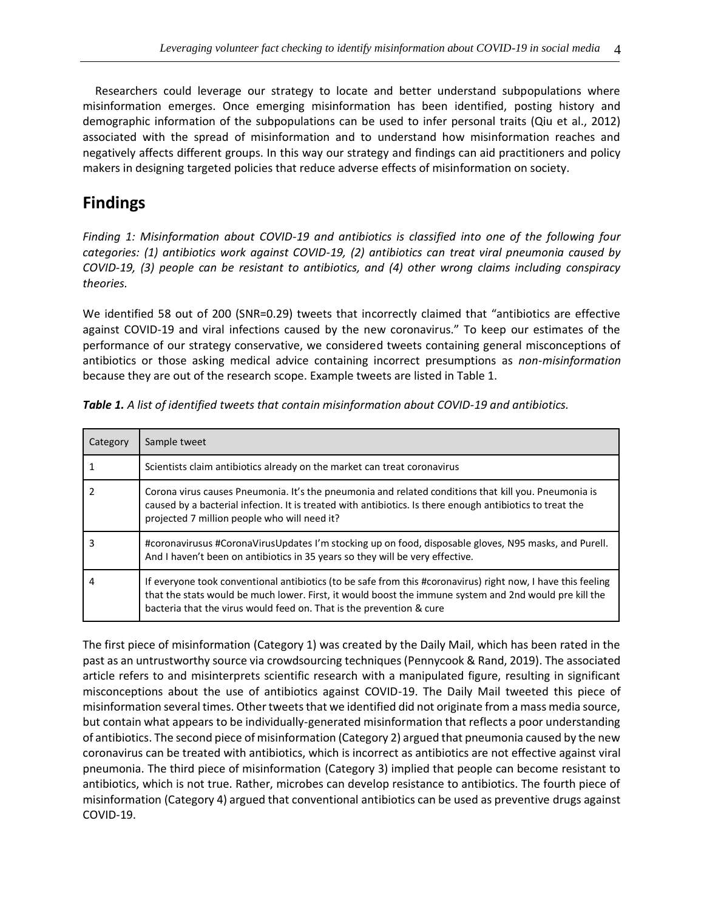Researchers could leverage our strategy to locate and better understand subpopulations where misinformation emerges. Once emerging misinformation has been identified, posting history and demographic information of the subpopulations can be used to infer personal traits (Qiu et al., 2012) associated with the spread of misinformation and to understand how misinformation reaches and negatively affects different groups. In this way our strategy and findings can aid practitioners and policy makers in designing targeted policies that reduce adverse effects of misinformation on society.

# Findings

*Finding 1: Misinformation about COVID-19 and antibiotics is classified into one of the following four categories: (1) antibiotics work against COVID-19, (2) antibiotics can treat viral pneumonia caused by COVID-19, (3) people can be resistant to antibiotics, and (4) other wrong claims including conspiracy theories.*

We identified 58 out of 200 (SNR=0.29) tweets that incorrectly claimed that "antibiotics are effective against COVID-19 and viral infections caused by the new coronavirus." To keep our estimates of the performance of our strategy conservative, we considered tweets containing general misconceptions of antibiotics or those asking medical advice containing incorrect presumptions as *non-misinformation* because they are out of the research scope. Example tweets are listed in Table 1.

***Table 1.*** *A list of identified tweets that contain misinformation about COVID-19 and antibiotics.*

| Category | Sample tweet |
|---|---|
| 1 | Scientists claim antibiotics already on the market can treat coronavirus |
| 2 | Corona virus causes Pneumonia. It's the pneumonia and related conditions that kill you. Pneumonia is caused by a bacterial infection. It is treated with antibiotics. Is there enough antibiotics to treat the projected 7 million people who will need it? |
| 3 | #coronavirusus #CoronaVirusUpdates I'm stocking up on food, disposable gloves, N95 masks, and Purell. And I haven't been on antibiotics in 35 years so they will be very effective. |
| 4 | If everyone took conventional antibiotics (to be safe from this #coronavirus) right now, I have this feeling that the stats would be much lower. First, it would boost the immune system and 2nd would pre kill the bacteria that the virus would feed on. That is the prevention & cure |

The first piece of misinformation (Category 1) was created by the Daily Mail, which has been rated in the past as an untrustworthy source via crowdsourcing techniques (Pennycook & Rand, 2019). The associated article refers to and misinterprets scientific research with a manipulated figure, resulting in significant misconceptions about the use of antibiotics against COVID-19. The Daily Mail tweeted this piece of misinformation several times. Other tweets that we identified did not originate from a mass media source, but contain what appears to be individually-generated misinformation that reflects a poor understanding of antibiotics. The second piece of misinformation (Category 2) argued that pneumonia caused by the new coronavirus can be treated with antibiotics, which is incorrect as antibiotics are not effective against viral pneumonia. The third piece of misinformation (Category 3) implied that people can become resistant to antibiotics, which is not true. Rather, microbes can develop resistance to antibiotics. The fourth piece of misinformation (Category 4) argued that conventional antibiotics can be used as preventive drugs against COVID-19.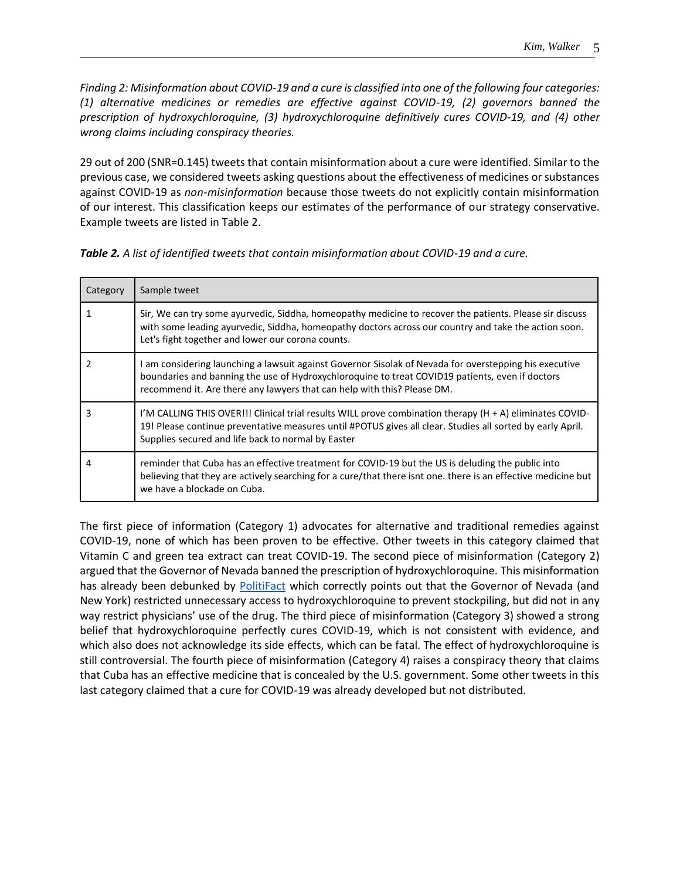*Finding 2: Misinformation about COVID-19 and a cure is classified into one of the following four categories: (1) alternative medicines or remedies are effective against COVID-19, (2) governors banned the prescription of hydroxychloroquine, (3) hydroxychloroquine definitively cures COVID-19, and (4) other wrong claims including conspiracy theories.*

29 out of 200 (SNR=0.145) tweets that contain misinformation about a cure were identified. Similar to the previous case, we considered tweets asking questions about the effectiveness of medicines or substances against COVID-19 as *non-misinformation* because those tweets do not explicitly contain misinformation of our interest. This classification keeps our estimates of the performance of our strategy conservative. Example tweets are listed in Table 2.

***Table 2.*** *A list of identified tweets that contain misinformation about COVID-19 and a cure.*

| Category | Sample tweet |
|---|---|
| 1 | Sir, We can try some ayurvedic, Siddha, homeopathy medicine to recover the patients. Please sir discuss with some leading ayurvedic, Siddha, homeopathy doctors across our country and take the action soon. Let's fight together and lower our corona counts. |
| 2 | I am considering launching a lawsuit against Governor Sisolak of Nevada for overstepping his executive boundaries and banning the use of Hydroxychloroquine to treat COVID19 patients, even if doctors recommend it. Are there any lawyers that can help with this? Please DM. |
| 3 | I'M CALLING THIS OVER!!! Clinical trial results WILL prove combination therapy (H + A) eliminates COVID-19! Please continue preventative measures until #POTUS gives all clear. Studies all sorted by early April. Supplies secured and life back to normal by Easter |
| 4 | reminder that Cuba has an effective treatment for COVID-19 but the US is deluding the public into believing that they are actively searching for a cure/that there isnt one. there is an effective medicine but we have a blockade on Cuba. |

The first piece of information (Category 1) advocates for alternative and traditional remedies against COVID-19, none of which has been proven to be effective. Other tweets in this category claimed that Vitamin C and green tea extract can treat COVID-19. The second piece of misinformation (Category 2) argued that the Governor of Nevada banned the prescription of hydroxychloroquine. This misinformation has already been debunked by PolitiFact which correctly points out that the Governor of Nevada (and New York) restricted unnecessary access to hydroxychloroquine to prevent stockpiling, but did not in any way restrict physicians' use of the drug. The third piece of misinformation (Category 3) showed a strong belief that hydroxychloroquine perfectly cures COVID-19, which is not consistent with evidence, and which also does not acknowledge its side effects, which can be fatal. The effect of hydroxychloroquine is still controversial. The fourth piece of misinformation (Category 4) raises a conspiracy theory that claims that Cuba has an effective medicine that is concealed by the U.S. government. Some other tweets in this last category claimed that a cure for COVID-19 was already developed but not distributed.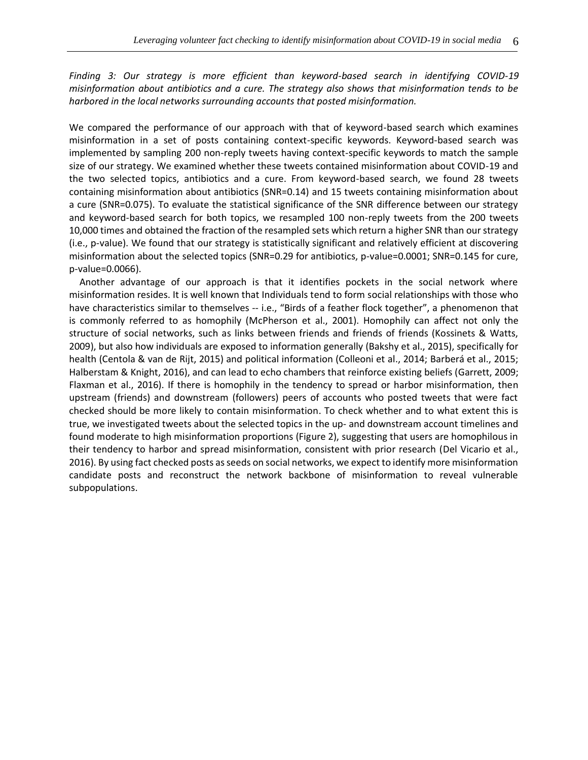*Finding 3: Our strategy is more efficient than keyword-based search in identifying COVID-19 misinformation about antibiotics and a cure. The strategy also shows that misinformation tends to be harbored in the local networks surrounding accounts that posted misinformation.*

We compared the performance of our approach with that of keyword-based search which examines misinformation in a set of posts containing context-specific keywords. Keyword-based search was implemented by sampling 200 non-reply tweets having context-specific keywords to match the sample size of our strategy. We examined whether these tweets contained misinformation about COVID-19 and the two selected topics, antibiotics and a cure. From keyword-based search, we found 28 tweets containing misinformation about antibiotics (SNR=0.14) and 15 tweets containing misinformation about a cure (SNR=0.075). To evaluate the statistical significance of the SNR difference between our strategy and keyword-based search for both topics, we resampled 100 non-reply tweets from the 200 tweets 10,000 times and obtained the fraction of the resampled sets which return a higher SNR than our strategy (i.e., p-value). We found that our strategy is statistically significant and relatively efficient at discovering misinformation about the selected topics (SNR=0.29 for antibiotics, p-value=0.0001; SNR=0.145 for cure, p-value=0.0066).

Another advantage of our approach is that it identifies pockets in the social network where misinformation resides. It is well known that Individuals tend to form social relationships with those who have characteristics similar to themselves -- i.e., "Birds of a feather flock together", a phenomenon that is commonly referred to as homophily (McPherson et al., 2001). Homophily can affect not only the structure of social networks, such as links between friends and friends of friends (Kossinets & Watts, 2009), but also how individuals are exposed to information generally (Bakshy et al., 2015), specifically for health (Centola & van de Rijt, 2015) and political information (Colleoni et al., 2014; Barberá et al., 2015; Halberstam & Knight, 2016), and can lead to echo chambers that reinforce existing beliefs (Garrett, 2009; Flaxman et al., 2016). If there is homophily in the tendency to spread or harbor misinformation, then upstream (friends) and downstream (followers) peers of accounts who posted tweets that were fact checked should be more likely to contain misinformation. To check whether and to what extent this is true, we investigated tweets about the selected topics in the up- and downstream account timelines and found moderate to high misinformation proportions (Figure 2), suggesting that users are homophilous in their tendency to harbor and spread misinformation, consistent with prior research (Del Vicario et al., 2016). By using fact checked posts as seeds on social networks, we expect to identify more misinformation candidate posts and reconstruct the network backbone of misinformation to reveal vulnerable subpopulations.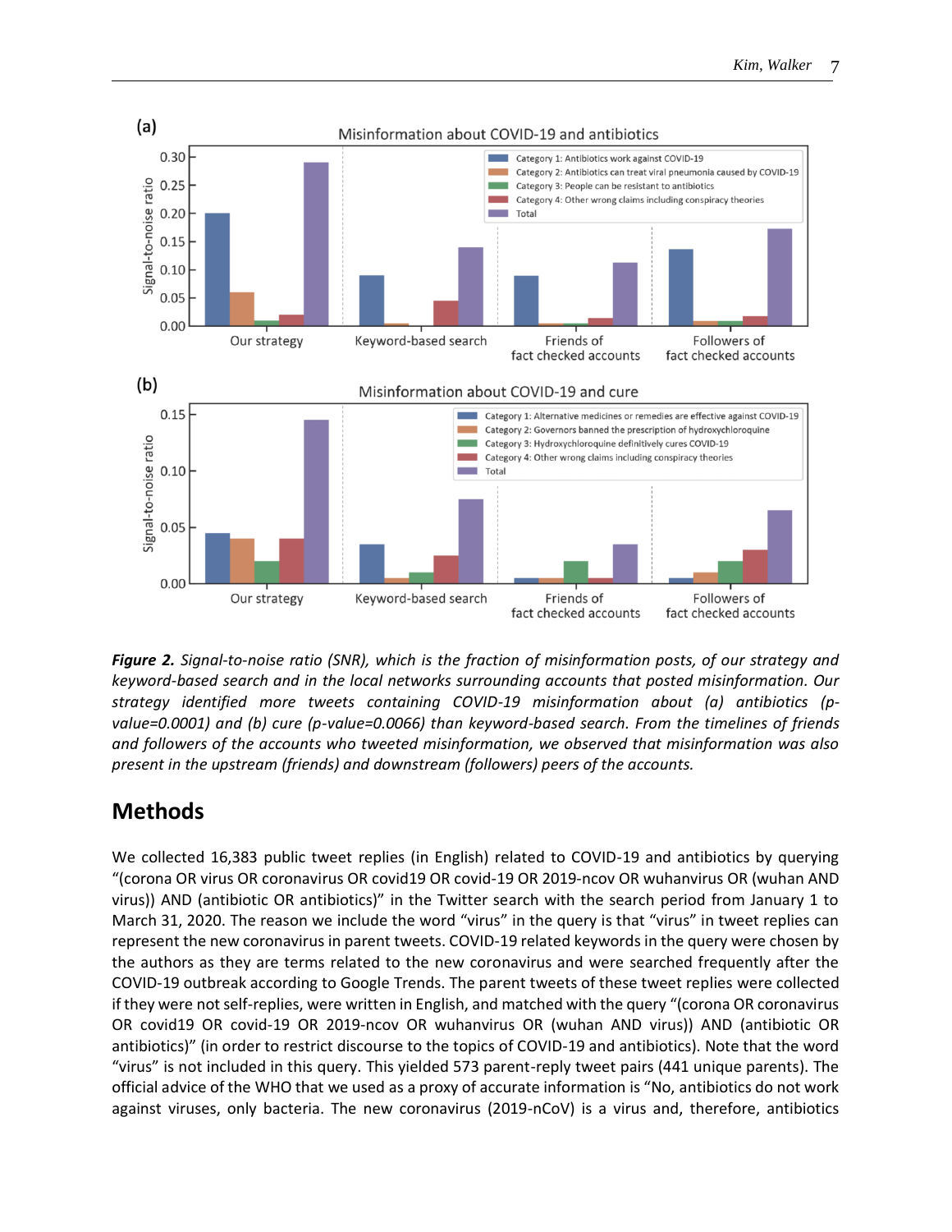**Figure 2.** *Signal-to-noise ratio (SNR), which is the fraction of misinformation posts, of our strategy and keyword-based search and in the local networks surrounding accounts that posted misinformation. Our strategy identified more tweets containing COVID-19 misinformation about (a) antibiotics (p-value=0.0001) and (b) cure (p-value=0.0066) than keyword-based search. From the timelines of friends and followers of the accounts who tweeted misinformation, we observed that misinformation was also present in the upstream (friends) and downstream (followers) peers of the accounts.*

## Methods

We collected 16,383 public tweet replies (in English) related to COVID-19 and antibiotics by querying "(corona OR virus OR coronavirus OR covid19 OR covid-19 OR 2019-ncov OR wuhanvirus OR (wuhan AND virus)) AND (antibiotic OR antibiotics)" in the Twitter search with the search period from January 1 to March 31, 2020. The reason we include the word "virus" in the query is that "virus" in tweet replies can represent the new coronavirus in parent tweets. COVID-19 related keywords in the query were chosen by the authors as they are terms related to the new coronavirus and were searched frequently after the COVID-19 outbreak according to Google Trends. The parent tweets of these tweet replies were collected if they were not self-replies, were written in English, and matched with the query "(corona OR coronavirus OR covid19 OR covid-19 OR 2019-ncov OR wuhanvirus OR (wuhan AND virus)) AND (antibiotic OR antibiotics)" (in order to restrict discourse to the topics of COVID-19 and antibiotics). Note that the word "virus" is not included in this query. This yielded 573 parent-reply tweet pairs (441 unique parents). The official advice of the WHO that we used as a proxy of accurate information is "No, antibiotics do not work against viruses, only bacteria. The new coronavirus (2019-nCoV) is a virus and, therefore, antibiotics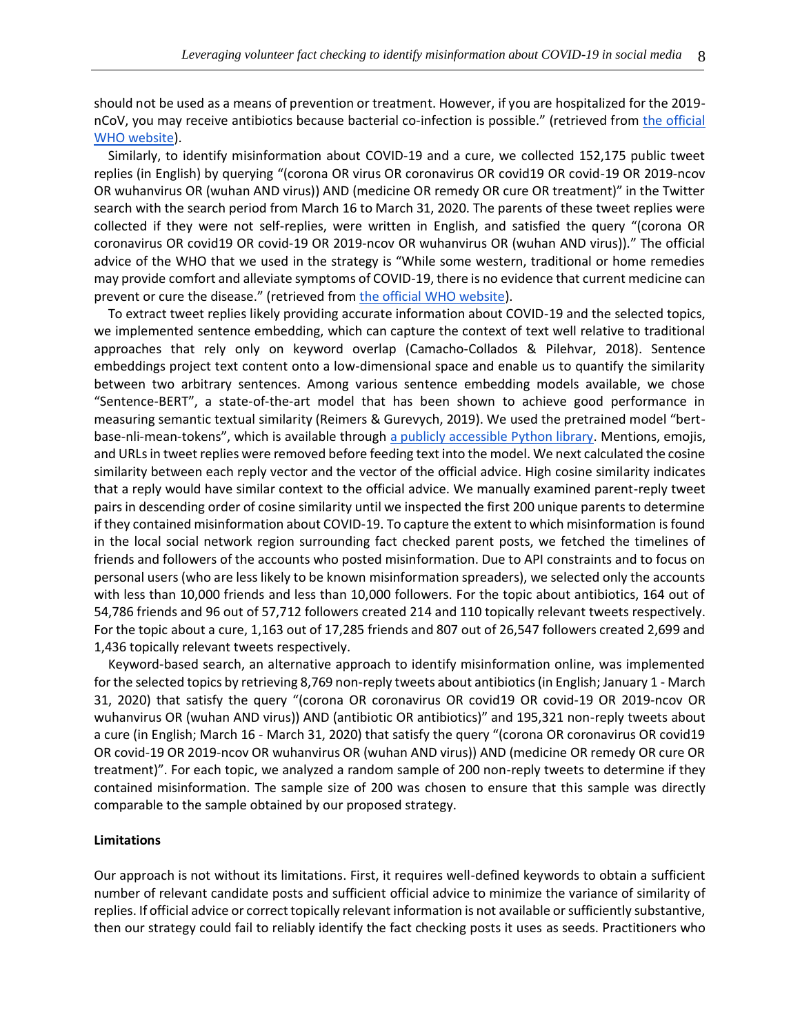should not be used as a means of prevention or treatment. However, if you are hospitalized for the 2019-nCoV, you may receive antibiotics because bacterial co-infection is possible." (retrieved from [the official WHO website](#)).

Similarly, to identify misinformation about COVID-19 and a cure, we collected 152,175 public tweet replies (in English) by querying "(corona OR virus OR coronavirus OR covid19 OR covid-19 OR 2019-ncov OR wuhanvirus OR (wuhan AND virus)) AND (medicine OR remedy OR cure OR treatment)" in the Twitter search with the search period from March 16 to March 31, 2020. The parents of these tweet replies were collected if they were not self-replies, were written in English, and satisfied the query "(corona OR coronavirus OR covid19 OR covid-19 OR 2019-ncov OR wuhanvirus OR (wuhan AND virus))." The official advice of the WHO that we used in the strategy is "While some western, traditional or home remedies may provide comfort and alleviate symptoms of COVID-19, there is no evidence that current medicine can prevent or cure the disease." (retrieved from [the official WHO website](#)).

To extract tweet replies likely providing accurate information about COVID-19 and the selected topics, we implemented sentence embedding, which can capture the context of text well relative to traditional approaches that rely only on keyword overlap (Camacho-Collados & Pilehvar, 2018). Sentence embeddings project text content onto a low-dimensional space and enable us to quantify the similarity between two arbitrary sentences. Among various sentence embedding models available, we chose "Sentence-BERT", a state-of-the-art model that has been shown to achieve good performance in measuring semantic textual similarity (Reimers & Gurevych, 2019). We used the pretrained model "bert-base-nli-mean-tokens", which is available through [a publicly accessible Python library](#). Mentions, emojis, and URLs in tweet replies were removed before feeding text into the model. We next calculated the cosine similarity between each reply vector and the vector of the official advice. High cosine similarity indicates that a reply would have similar context to the official advice. We manually examined parent-reply tweet pairs in descending order of cosine similarity until we inspected the first 200 unique parents to determine if they contained misinformation about COVID-19. To capture the extent to which misinformation is found in the local social network region surrounding fact checked parent posts, we fetched the timelines of friends and followers of the accounts who posted misinformation. Due to API constraints and to focus on personal users (who are less likely to be known misinformation spreaders), we selected only the accounts with less than 10,000 friends and less than 10,000 followers. For the topic about antibiotics, 164 out of 54,786 friends and 96 out of 57,712 followers created 214 and 110 topically relevant tweets respectively. For the topic about a cure, 1,163 out of 17,285 friends and 807 out of 26,547 followers created 2,699 and 1,436 topically relevant tweets respectively.

Keyword-based search, an alternative approach to identify misinformation online, was implemented for the selected topics by retrieving 8,769 non-reply tweets about antibiotics (in English; January 1 - March 31, 2020) that satisfy the query "(corona OR coronavirus OR covid19 OR covid-19 OR 2019-ncov OR wuhanvirus OR (wuhan AND virus)) AND (antibiotic OR antibiotics)" and 195,321 non-reply tweets about a cure (in English; March 16 - March 31, 2020) that satisfy the query "(corona OR coronavirus OR covid19 OR covid-19 OR 2019-ncov OR wuhanvirus OR (wuhan AND virus)) AND (medicine OR remedy OR cure OR treatment)". For each topic, we analyzed a random sample of 200 non-reply tweets to determine if they contained misinformation. The sample size of 200 was chosen to ensure that this sample was directly comparable to the sample obtained by our proposed strategy.

**Limitations**

Our approach is not without its limitations. First, it requires well-defined keywords to obtain a sufficient number of relevant candidate posts and sufficient official advice to minimize the variance of similarity of replies. If official advice or correct topically relevant information is not available or sufficiently substantive, then our strategy could fail to reliably identify the fact checking posts it uses as seeds. Practitioners who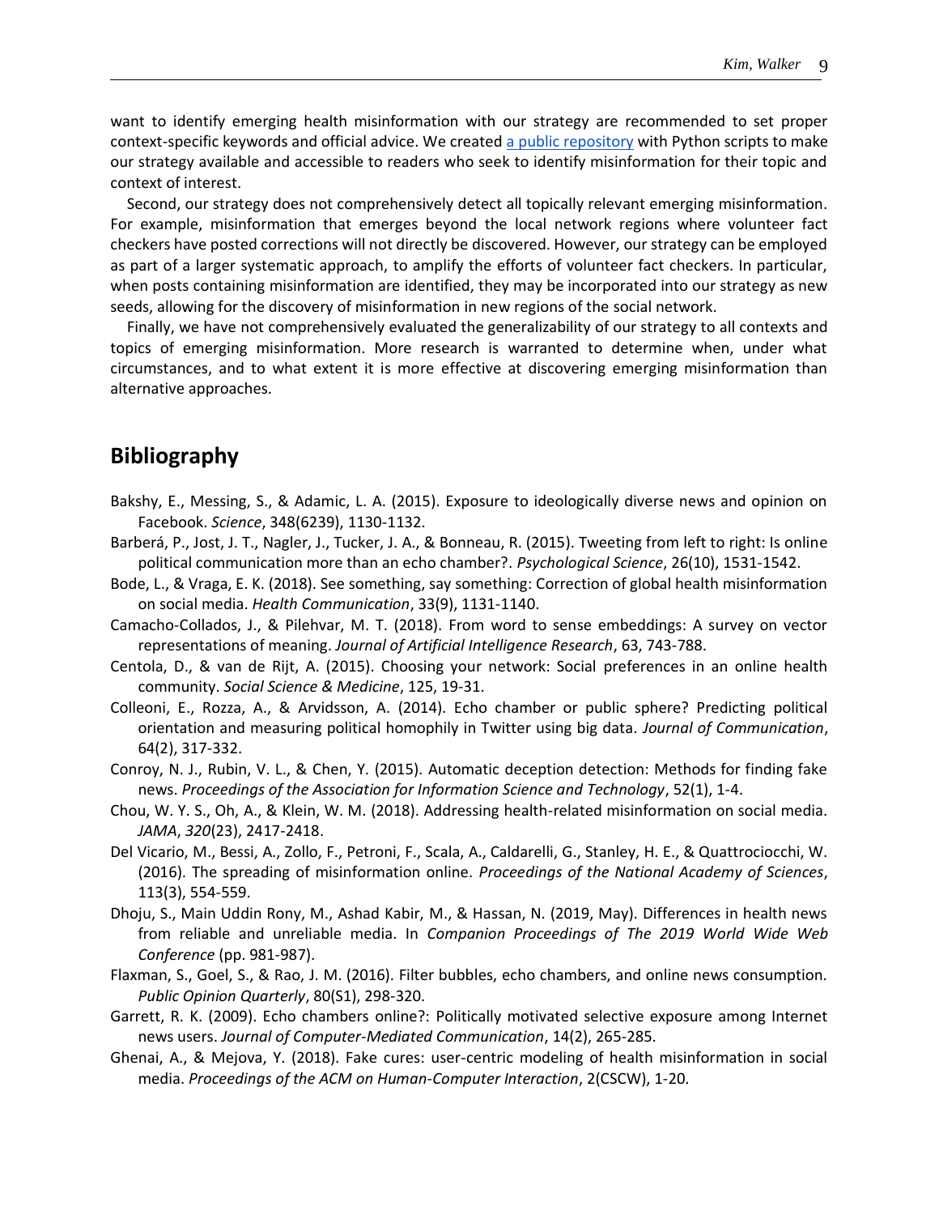want to identify emerging health misinformation with our strategy are recommended to set proper context-specific keywords and official advice. We created [a public repository]() with Python scripts to make our strategy available and accessible to readers who seek to identify misinformation for their topic and context of interest.

Second, our strategy does not comprehensively detect all topically relevant emerging misinformation. For example, misinformation that emerges beyond the local network regions where volunteer fact checkers have posted corrections will not directly be discovered. However, our strategy can be employed as part of a larger systematic approach, to amplify the efforts of volunteer fact checkers. In particular, when posts containing misinformation are identified, they may be incorporated into our strategy as new seeds, allowing for the discovery of misinformation in new regions of the social network.

Finally, we have not comprehensively evaluated the generalizability of our strategy to all contexts and topics of emerging misinformation. More research is warranted to determine when, under what circumstances, and to what extent it is more effective at discovering emerging misinformation than alternative approaches.

## Bibliography

Bakshy, E., Messing, S., & Adamic, L. A. (2015). Exposure to ideologically diverse news and opinion on Facebook. *Science*, 348(6239), 1130-1132.

Barberá, P., Jost, J. T., Nagler, J., Tucker, J. A., & Bonneau, R. (2015). Tweeting from left to right: Is online political communication more than an echo chamber?. *Psychological Science*, 26(10), 1531-1542.

Bode, L., & Vraga, E. K. (2018). See something, say something: Correction of global health misinformation on social media. *Health Communication*, 33(9), 1131-1140.

Camacho-Collados, J., & Pilehvar, M. T. (2018). From word to sense embeddings: A survey on vector representations of meaning. *Journal of Artificial Intelligence Research*, 63, 743-788.

Centola, D., & van de Rijt, A. (2015). Choosing your network: Social preferences in an online health community. *Social Science & Medicine*, 125, 19-31.

Colleoni, E., Rozza, A., & Arvidsson, A. (2014). Echo chamber or public sphere? Predicting political orientation and measuring political homophily in Twitter using big data. *Journal of Communication*, 64(2), 317-332.

Conroy, N. J., Rubin, V. L., & Chen, Y. (2015). Automatic deception detection: Methods for finding fake news. *Proceedings of the Association for Information Science and Technology*, 52(1), 1-4.

Chou, W. Y. S., Oh, A., & Klein, W. M. (2018). Addressing health-related misinformation on social media. *JAMA*, *320*(23), 2417-2418.

Del Vicario, M., Bessi, A., Zollo, F., Petroni, F., Scala, A., Caldarelli, G., Stanley, H. E., & Quattrociocchi, W. (2016). The spreading of misinformation online. *Proceedings of the National Academy of Sciences*, 113(3), 554-559.

Dhoju, S., Main Uddin Rony, M., Ashad Kabir, M., & Hassan, N. (2019, May). Differences in health news from reliable and unreliable media. In *Companion Proceedings of The 2019 World Wide Web Conference* (pp. 981-987).

Flaxman, S., Goel, S., & Rao, J. M. (2016). Filter bubbles, echo chambers, and online news consumption. *Public Opinion Quarterly*, 80(S1), 298-320.

Garrett, R. K. (2009). Echo chambers online?: Politically motivated selective exposure among Internet news users. *Journal of Computer-Mediated Communication*, 14(2), 265-285.

Ghenai, A., & Mejova, Y. (2018). Fake cures: user-centric modeling of health misinformation in social media. *Proceedings of the ACM on Human-Computer Interaction*, 2(CSCW), 1-20.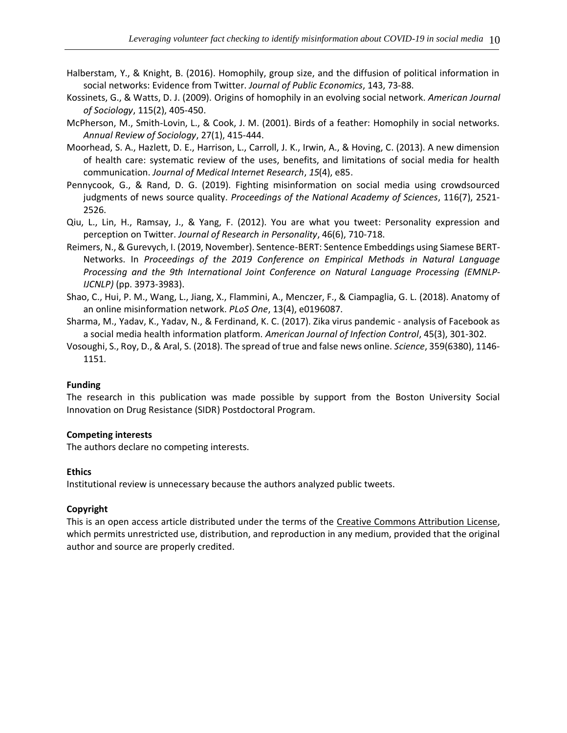Halberstam, Y., & Knight, B. (2016). Homophily, group size, and the diffusion of political information in social networks: Evidence from Twitter. *Journal of Public Economics*, 143, 73-88.

Kossinets, G., & Watts, D. J. (2009). Origins of homophily in an evolving social network. *American Journal of Sociology*, 115(2), 405-450.

McPherson, M., Smith-Lovin, L., & Cook, J. M. (2001). Birds of a feather: Homophily in social networks. *Annual Review of Sociology*, 27(1), 415-444.

Moorhead, S. A., Hazlett, D. E., Harrison, L., Carroll, J. K., Irwin, A., & Hoving, C. (2013). A new dimension of health care: systematic review of the uses, benefits, and limitations of social media for health communication. *Journal of Medical Internet Research*, *15*(4), e85.

Pennycook, G., & Rand, D. G. (2019). Fighting misinformation on social media using crowdsourced judgments of news source quality. *Proceedings of the National Academy of Sciences*, 116(7), 2521-2526.

Qiu, L., Lin, H., Ramsay, J., & Yang, F. (2012). You are what you tweet: Personality expression and perception on Twitter. *Journal of Research in Personality*, 46(6), 710-718.

Reimers, N., & Gurevych, I. (2019, November). Sentence-BERT: Sentence Embeddings using Siamese BERT-Networks. In *Proceedings of the 2019 Conference on Empirical Methods in Natural Language Processing and the 9th International Joint Conference on Natural Language Processing (EMNLP-IJCNLP)* (pp. 3973-3983).

Shao, C., Hui, P. M., Wang, L., Jiang, X., Flammini, A., Menczer, F., & Ciampaglia, G. L. (2018). Anatomy of an online misinformation network. *PLoS One*, 13(4), e0196087.

Sharma, M., Yadav, K., Yadav, N., & Ferdinand, K. C. (2017). Zika virus pandemic - analysis of Facebook as a social media health information platform. *American Journal of Infection Control*, 45(3), 301-302.

Vosoughi, S., Roy, D., & Aral, S. (2018). The spread of true and false news online. *Science*, 359(6380), 1146-1151.

**Funding**

The research in this publication was made possible by support from the Boston University Social Innovation on Drug Resistance (SIDR) Postdoctoral Program.

**Competing interests**

The authors declare no competing interests.

**Ethics**

Institutional review is unnecessary because the authors analyzed public tweets.

**Copyright**

This is an open access article distributed under the terms of the Creative Commons Attribution License, which permits unrestricted use, distribution, and reproduction in any medium, provided that the original author and source are properly credited.